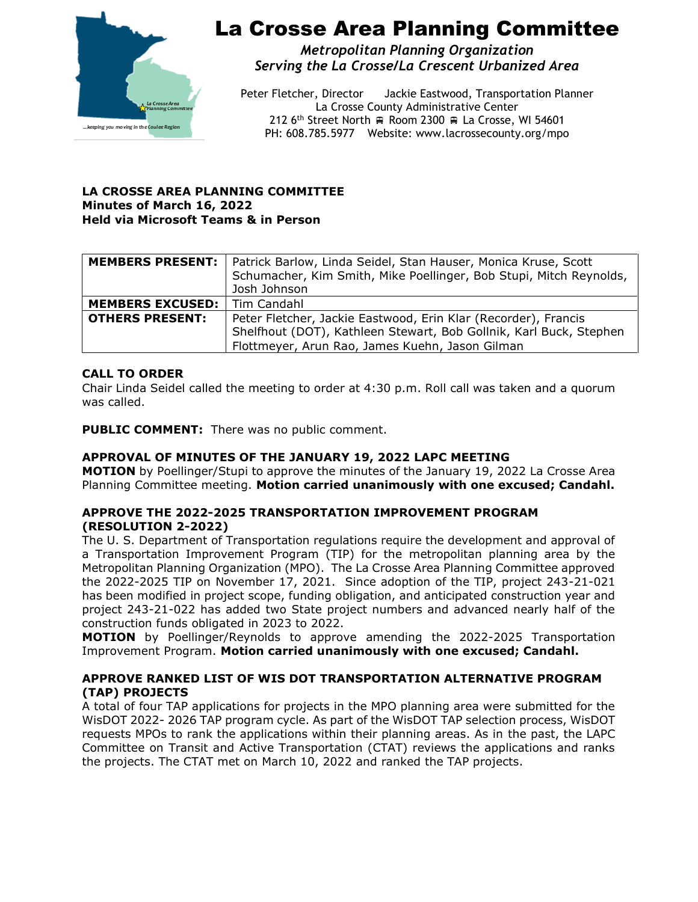# La Crosse Area Planning Committee

*Metropolitan Planning Organization*
*Serving the La Crosse/La Crescent Urbanized Area*

Peter Fletcher, Director Jackie Eastwood, Transportation Planner
La Crosse County Administrative Center
212 6th Street North Room 2300 La Crosse, WI 54601
PH: 608.785.5977 Website: www.lacrossecounty.org/mpo

**LA CROSSE AREA PLANNING COMMITTEE**
**Minutes of March 16, 2022**
**Held via Microsoft Teams & in Person**

| | |
|---|---|
| **MEMBERS PRESENT:** | Patrick Barlow, Linda Seidel, Stan Hauser, Monica Kruse, Scott Schumacher, Kim Smith, Mike Poellinger, Bob Stupi, Mitch Reynolds, Josh Johnson |
| **MEMBERS EXCUSED:** | Tim Candahl |
| **OTHERS PRESENT:** | Peter Fletcher, Jackie Eastwood, Erin Klar (Recorder), Francis Shelfhout (DOT), Kathleen Stewart, Bob Gollnik, Karl Buck, Stephen Flottmeyer, Arun Rao, James Kuehn, Jason Gilman |

### CALL TO ORDER

Chair Linda Seidel called the meeting to order at 4:30 p.m. Roll call was taken and a quorum was called.

**PUBLIC COMMENT:** There was no public comment.

### APPROVAL OF MINUTES OF THE JANUARY 19, 2022 LAPC MEETING

**MOTION** by Poellinger/Stupi to approve the minutes of the January 19, 2022 La Crosse Area Planning Committee meeting. **Motion carried unanimously with one excused; Candahl.**

### APPROVE THE 2022-2025 TRANSPORTATION IMPROVEMENT PROGRAM (RESOLUTION 2-2022)

The U. S. Department of Transportation regulations require the development and approval of a Transportation Improvement Program (TIP) for the metropolitan planning area by the Metropolitan Planning Organization (MPO). The La Crosse Area Planning Committee approved the 2022-2025 TIP on November 17, 2021. Since adoption of the TIP, project 243-21-021 has been modified in project scope, funding obligation, and anticipated construction year and project 243-21-022 has added two State project numbers and advanced nearly half of the construction funds obligated in 2023 to 2022.

**MOTION** by Poellinger/Reynolds to approve amending the 2022-2025 Transportation Improvement Program. **Motion carried unanimously with one excused; Candahl.**

### APPROVE RANKED LIST OF WIS DOT TRANSPORTATION ALTERNATIVE PROGRAM (TAP) PROJECTS

A total of four TAP applications for projects in the MPO planning area were submitted for the WisDOT 2022- 2026 TAP program cycle. As part of the WisDOT TAP selection process, WisDOT requests MPOs to rank the applications within their planning areas. As in the past, the LAPC Committee on Transit and Active Transportation (CTAT) reviews the applications and ranks the projects. The CTAT met on March 10, 2022 and ranked the TAP projects.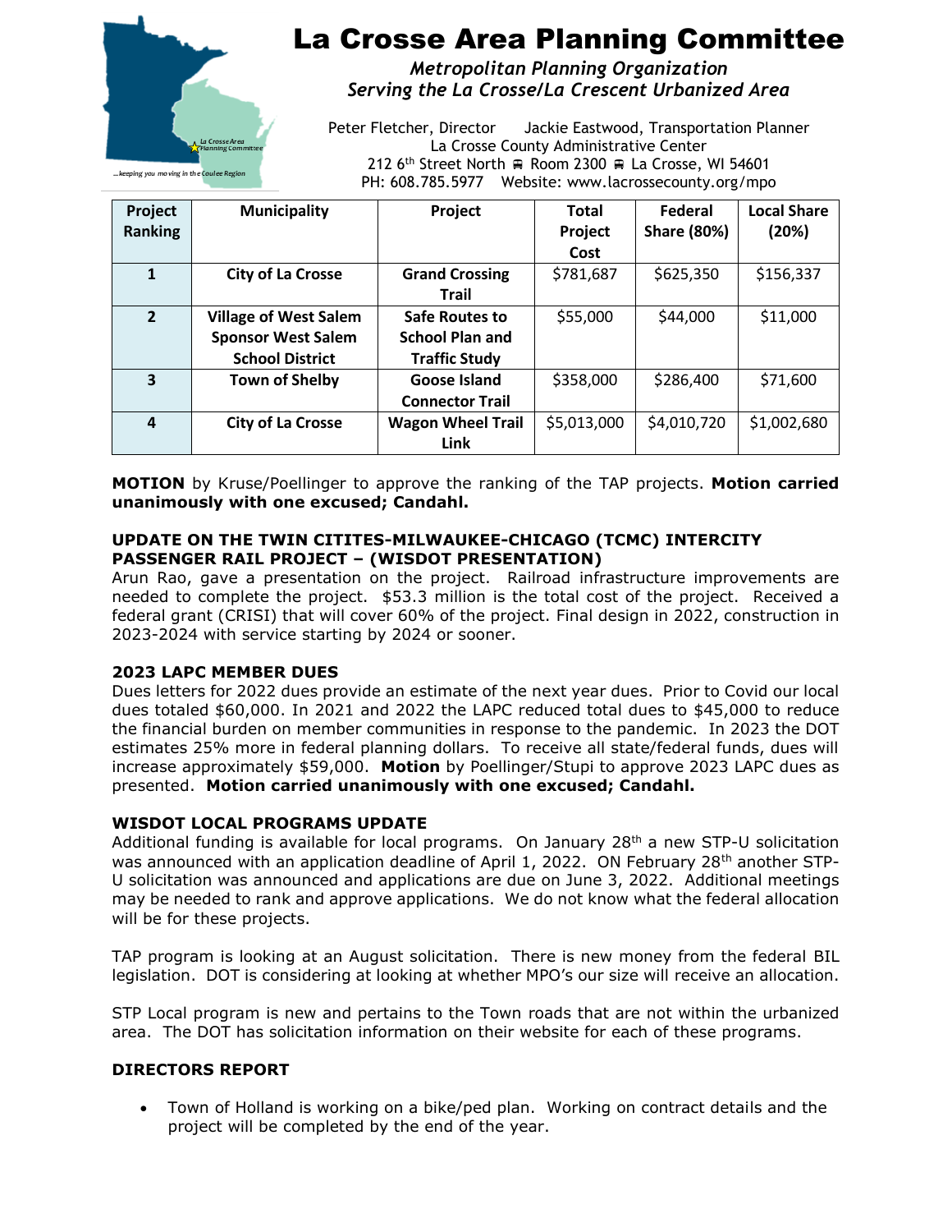# La Crosse Area Planning Committee

*Metropolitan Planning Organization*
*Serving the La Crosse/La Crescent Urbanized Area*

Peter Fletcher, Director     Jackie Eastwood, Transportation Planner
La Crosse County Administrative Center
212 6th Street North Room 2300 La Crosse, WI 54601
PH: 608.785.5977   Website: www.lacrossecounty.org/mpo

| Project Ranking | Municipality | Project | Total Project Cost | Federal Share (80%) | Local Share (20%) |
|---|---|---|---|---|---|
| **1** | **City of La Crosse** | **Grand Crossing Trail** | $781,687 | $625,350 | $156,337 |
| **2** | **Village of West Salem Sponsor West Salem School District** | **Safe Routes to School Plan and Traffic Study** | $55,000 | $44,000 | $11,000 |
| **3** | **Town of Shelby** | **Goose Island Connector Trail** | $358,000 | $286,400 | $71,600 |
| **4** | **City of La Crosse** | **Wagon Wheel Trail Link** | $5,013,000 | $4,010,720 | $1,002,680 |

**MOTION** by Kruse/Poellinger to approve the ranking of the TAP projects. **Motion carried unanimously with one excused; Candahl.**

**UPDATE ON THE TWIN CITITES-MILWAUKEE-CHICAGO (TCMC) INTERCITY PASSENGER RAIL PROJECT – (WISDOT PRESENTATION)**
Arun Rao, gave a presentation on the project. Railroad infrastructure improvements are needed to complete the project. $53.3 million is the total cost of the project. Received a federal grant (CRISI) that will cover 60% of the project. Final design in 2022, construction in 2023-2024 with service starting by 2024 or sooner.

**2023 LAPC MEMBER DUES**
Dues letters for 2022 dues provide an estimate of the next year dues. Prior to Covid our local dues totaled $60,000. In 2021 and 2022 the LAPC reduced total dues to $45,000 to reduce the financial burden on member communities in response to the pandemic. In 2023 the DOT estimates 25% more in federal planning dollars. To receive all state/federal funds, dues will increase approximately $59,000. **Motion** by Poellinger/Stupi to approve 2023 LAPC dues as presented. **Motion carried unanimously with one excused; Candahl.**

**WISDOT LOCAL PROGRAMS UPDATE**
Additional funding is available for local programs. On January 28th a new STP-U solicitation was announced with an application deadline of April 1, 2022. ON February 28th another STP-U solicitation was announced and applications are due on June 3, 2022. Additional meetings may be needed to rank and approve applications. We do not know what the federal allocation will be for these projects.

TAP program is looking at an August solicitation. There is new money from the federal BIL legislation. DOT is considering at looking at whether MPO's our size will receive an allocation.

STP Local program is new and pertains to the Town roads that are not within the urbanized area. The DOT has solicitation information on their website for each of these programs.

**DIRECTORS REPORT**

- Town of Holland is working on a bike/ped plan. Working on contract details and the project will be completed by the end of the year.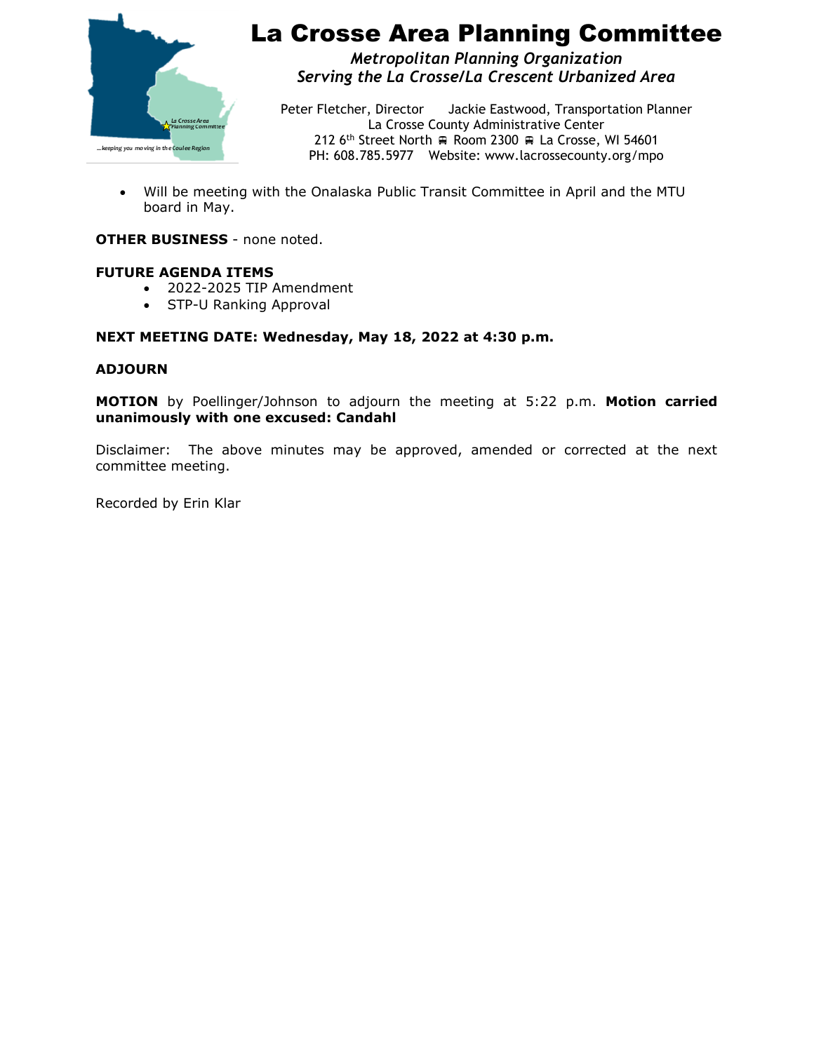# La Crosse Area Planning Committee

*Metropolitan Planning Organization*
*Serving the La Crosse/La Crescent Urbanized Area*

Peter Fletcher, Director Jackie Eastwood, Transportation Planner
La Crosse County Administrative Center
212 6th Street North Room 2300 La Crosse, WI 54601
PH: 608.785.5977 Website: www.lacrossecounty.org/mpo

- Will be meeting with the Onalaska Public Transit Committee in April and the MTU board in May.

**OTHER BUSINESS** - none noted.

**FUTURE AGENDA ITEMS**

- 2022-2025 TIP Amendment
- STP-U Ranking Approval

**NEXT MEETING DATE: Wednesday, May 18, 2022 at 4:30 p.m.**

**ADJOURN**

**MOTION** by Poellinger/Johnson to adjourn the meeting at 5:22 p.m. **Motion carried unanimously with one excused: Candahl**

Disclaimer: The above minutes may be approved, amended or corrected at the next committee meeting.

Recorded by Erin Klar